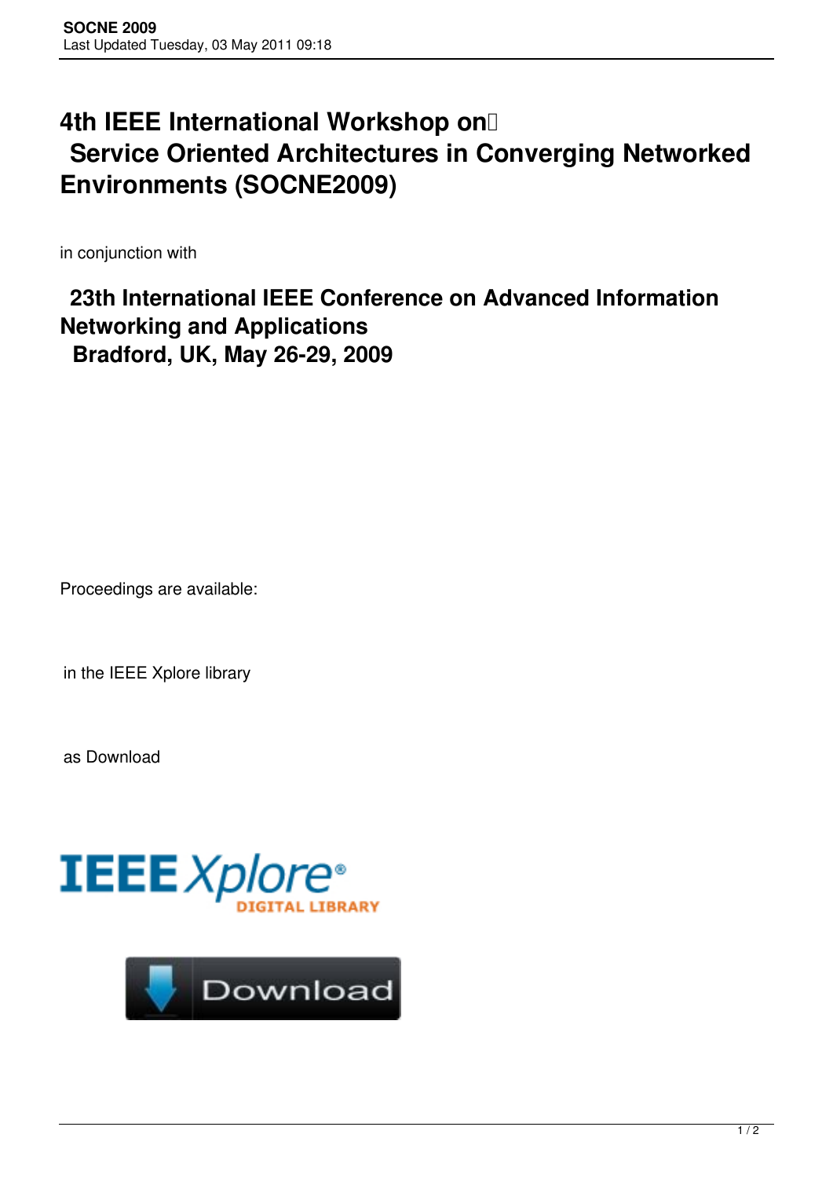# 4th IEEE International Workshop on Service Oriented Architectures in Converging Networked Environments (SOCNE2009)

in conjunction with

## 23th International IEEE Conference on Advanced Information Networking and Applications Bradford, UK, May 26-29, 2009

Proceedings are available:

in the IEEE Xplore library

as Download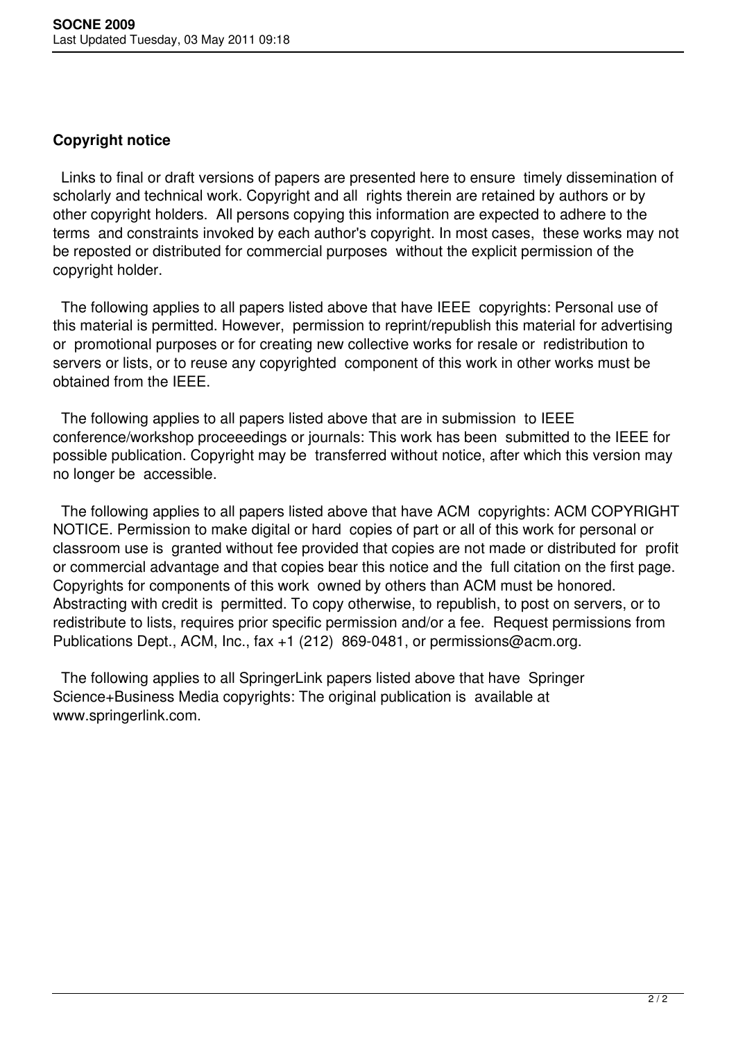**Copyright notice**

Links to final or draft versions of papers are presented here to ensure timely dissemination of scholarly and technical work. Copyright and all rights therein are retained by authors or by other copyright holders. All persons copying this information are expected to adhere to the terms and constraints invoked by each author's copyright. In most cases, these works may not be reposted or distributed for commercial purposes without the explicit permission of the copyright holder.

The following applies to all papers listed above that have IEEE copyrights: Personal use of this material is permitted. However, permission to reprint/republish this material for advertising or promotional purposes or for creating new collective works for resale or redistribution to servers or lists, or to reuse any copyrighted component of this work in other works must be obtained from the IEEE.

The following applies to all papers listed above that are in submission to IEEE conference/workshop proceeedings or journals: This work has been submitted to the IEEE for possible publication. Copyright may be transferred without notice, after which this version may no longer be accessible.

The following applies to all papers listed above that have ACM copyrights: ACM COPYRIGHT NOTICE. Permission to make digital or hard copies of part or all of this work for personal or classroom use is granted without fee provided that copies are not made or distributed for profit or commercial advantage and that copies bear this notice and the full citation on the first page. Copyrights for components of this work owned by others than ACM must be honored. Abstracting with credit is permitted. To copy otherwise, to republish, to post on servers, or to redistribute to lists, requires prior specific permission and/or a fee. Request permissions from Publications Dept., ACM, Inc., fax +1 (212) 869-0481, or permissions@acm.org.

The following applies to all SpringerLink papers listed above that have Springer Science+Business Media copyrights: The original publication is available at www.springerlink.com.